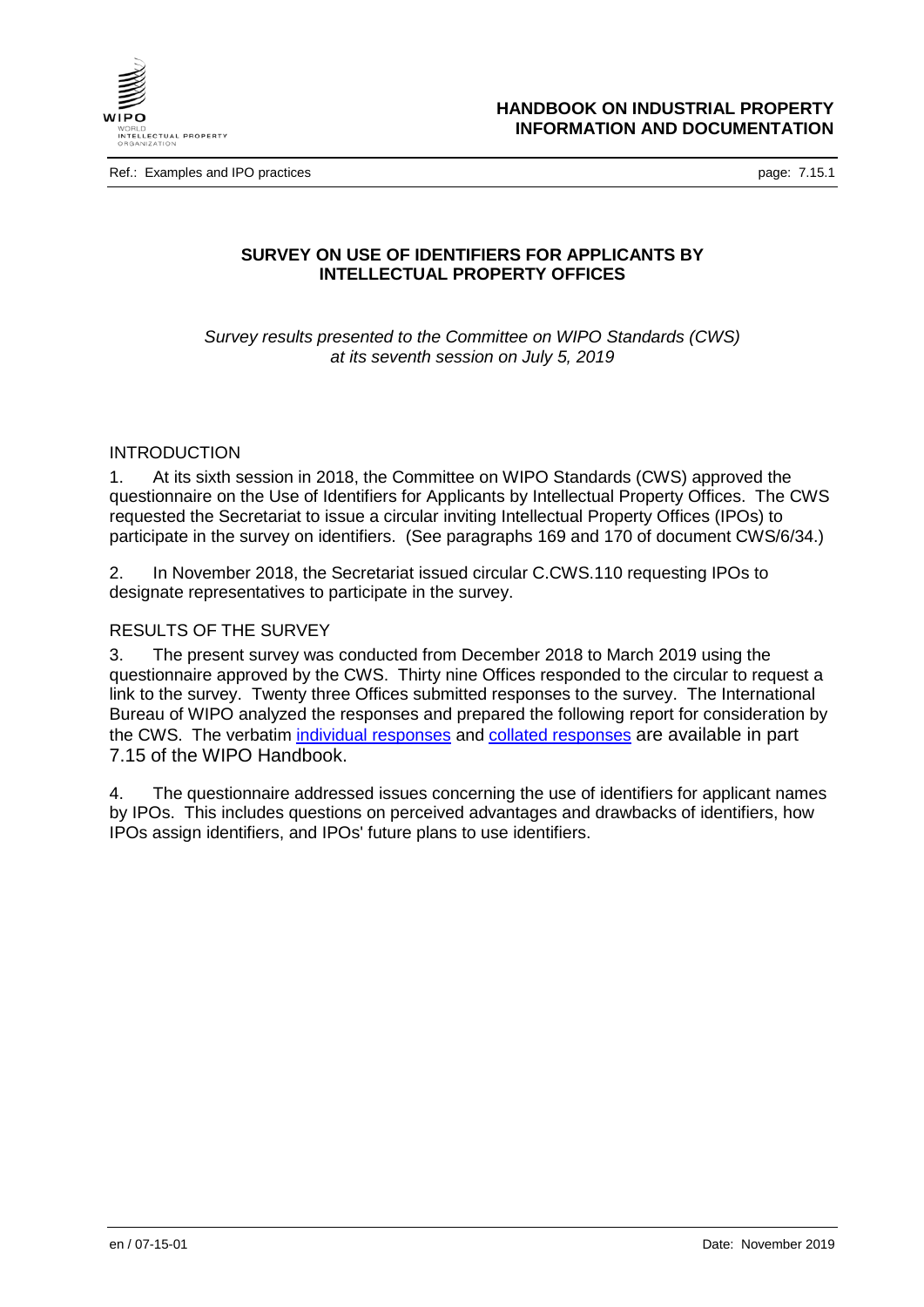## SURVEY ON USE OF IDENTIFIERS FOR APPLICANTS BY INTELLECTUAL PROPERTY OFFICES

*Survey results presented to the Committee on WIPO Standards (CWS) at its seventh session on July 5, 2019*

### INTRODUCTION

1. At its sixth session in 2018, the Committee on WIPO Standards (CWS) approved the questionnaire on the Use of Identifiers for Applicants by Intellectual Property Offices. The CWS requested the Secretariat to issue a circular inviting Intellectual Property Offices (IPOs) to participate in the survey on identifiers. (See paragraphs 169 and 170 of document CWS/6/34.)

2. In November 2018, the Secretariat issued circular C.CWS.110 requesting IPOs to designate representatives to participate in the survey.

### RESULTS OF THE SURVEY

3. The present survey was conducted from December 2018 to March 2019 using the questionnaire approved by the CWS. Thirty nine Offices responded to the circular to request a link to the survey. Twenty three Offices submitted responses to the survey. The International Bureau of WIPO analyzed the responses and prepared the following report for consideration by the CWS. The verbatim individual responses and collated responses are available in part 7.15 of the WIPO Handbook.

4. The questionnaire addressed issues concerning the use of identifiers for applicant names by IPOs. This includes questions on perceived advantages and drawbacks of identifiers, how IPOs assign identifiers, and IPOs' future plans to use identifiers.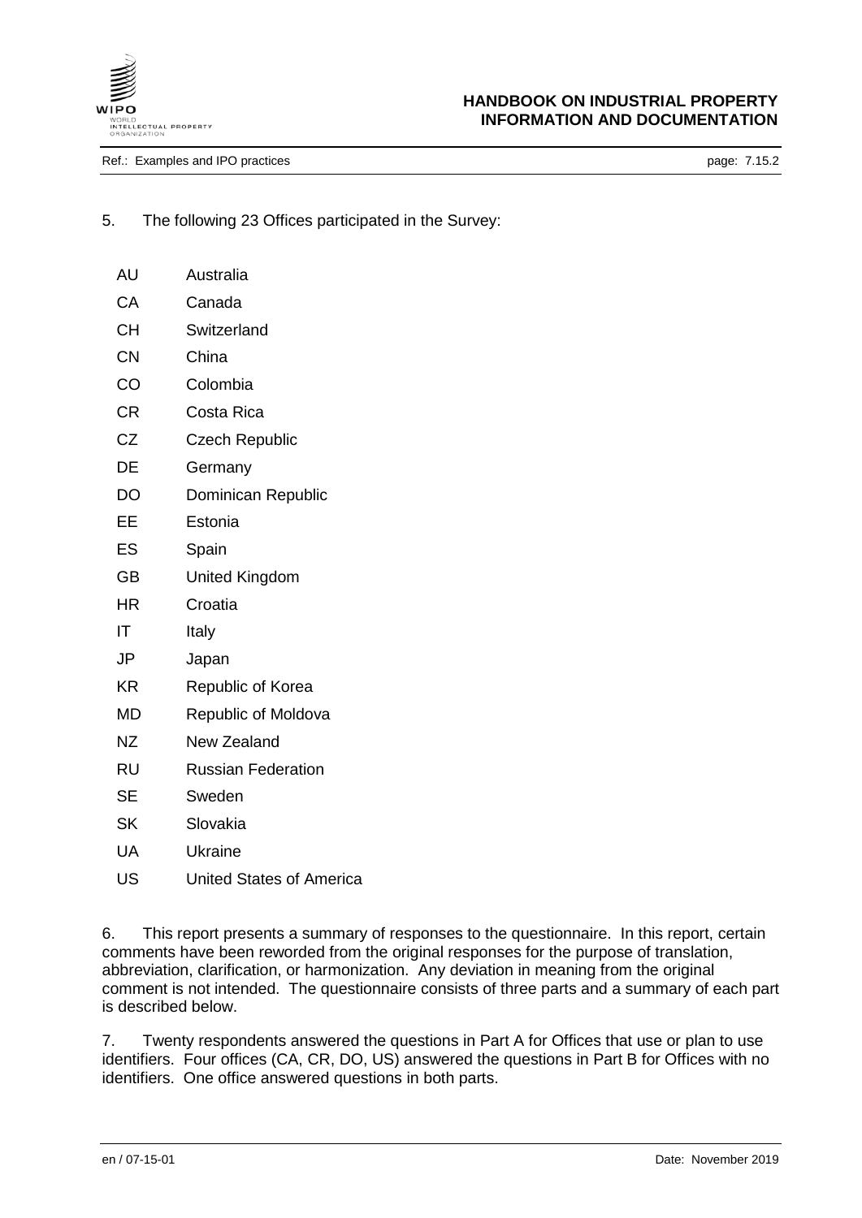5. The following 23 Offices participated in the Survey:

| | |
|---|---|
| AU | Australia |
| CA | Canada |
| CH | Switzerland |
| CN | China |
| CO | Colombia |
| CR | Costa Rica |
| CZ | Czech Republic |
| DE | Germany |
| DO | Dominican Republic |
| EE | Estonia |
| ES | Spain |
| GB | United Kingdom |
| HR | Croatia |
| IT | Italy |
| JP | Japan |
| KR | Republic of Korea |
| MD | Republic of Moldova |
| NZ | New Zealand |
| RU | Russian Federation |
| SE | Sweden |
| SK | Slovakia |
| UA | Ukraine |
| US | United States of America |

6. This report presents a summary of responses to the questionnaire. In this report, certain comments have been reworded from the original responses for the purpose of translation, abbreviation, clarification, or harmonization. Any deviation in meaning from the original comment is not intended. The questionnaire consists of three parts and a summary of each part is described below.

7. Twenty respondents answered the questions in Part A for Offices that use or plan to use identifiers. Four offices (CA, CR, DO, US) answered the questions in Part B for Offices with no identifiers. One office answered questions in both parts.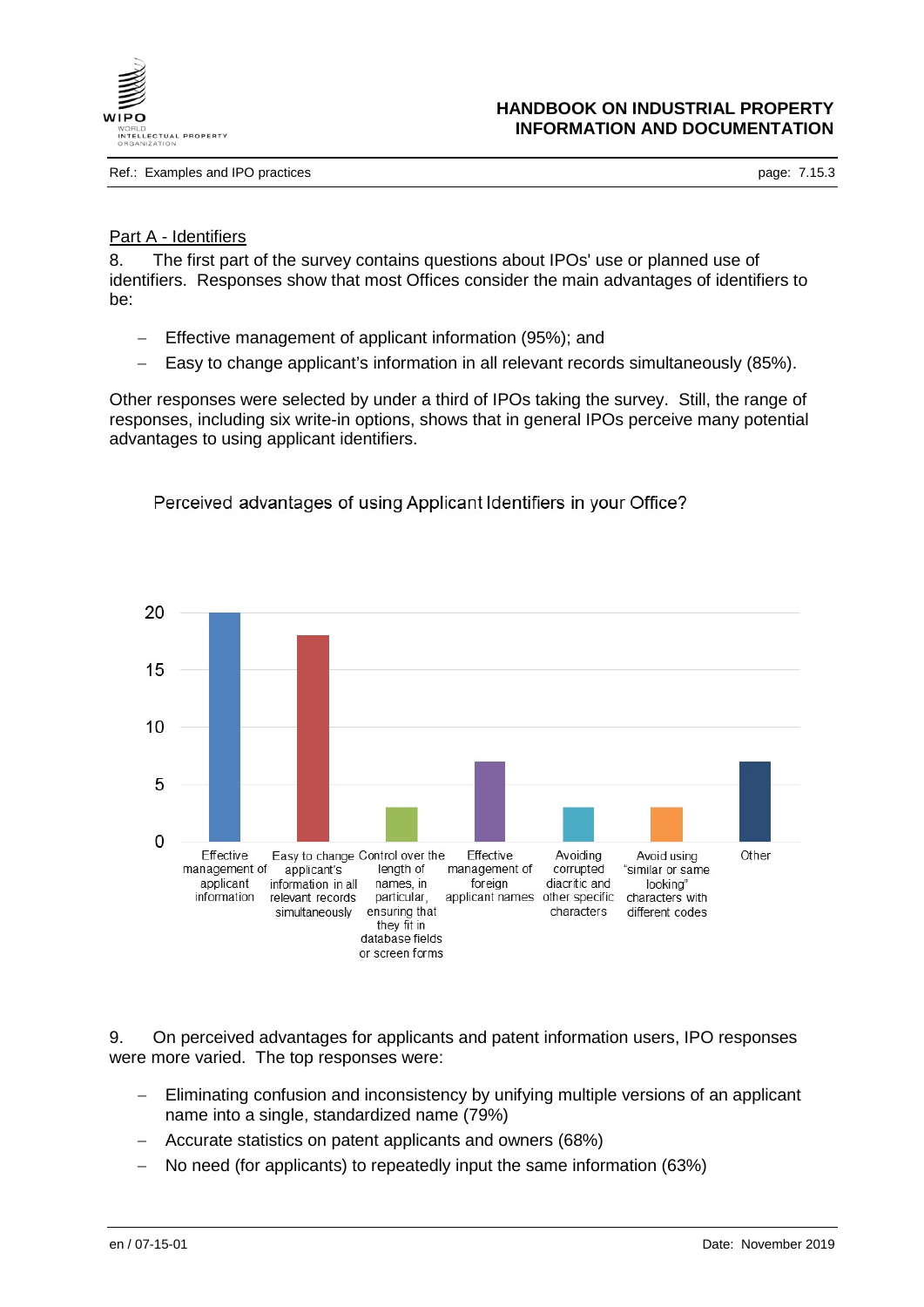## Part A - Identifiers

8. The first part of the survey contains questions about IPOs' use or planned use of identifiers. Responses show that most Offices consider the main advantages of identifiers to be:

- Effective management of applicant information (95%); and
- Easy to change applicant's information in all relevant records simultaneously (85%).

Other responses were selected by under a third of IPOs taking the survey. Still, the range of responses, including six write-in options, shows that in general IPOs perceive many potential advantages to using applicant identifiers.

Perceived advantages of using Applicant Identifiers in your Office?

| Perceived advantage | Responses |
|---|---|
| Effective management of applicant information | 20 |
| Easy to change applicant's information in all relevant records simultaneously | 18 |
| Control over the length of names, in particular, ensuring that they fit in database fields or screen forms | 3 |
| Effective management of foreign applicant names | 7 |
| Avoiding corrupted diacritic and other specific characters | 3 |
| Avoid using "similar or same looking" characters with different codes | 3 |
| Other | 7 |

9. On perceived advantages for applicants and patent information users, IPO responses were more varied. The top responses were:

- Eliminating confusion and inconsistency by unifying multiple versions of an applicant name into a single, standardized name (79%)
- Accurate statistics on patent applicants and owners (68%)
- No need (for applicants) to repeatedly input the same information (63%)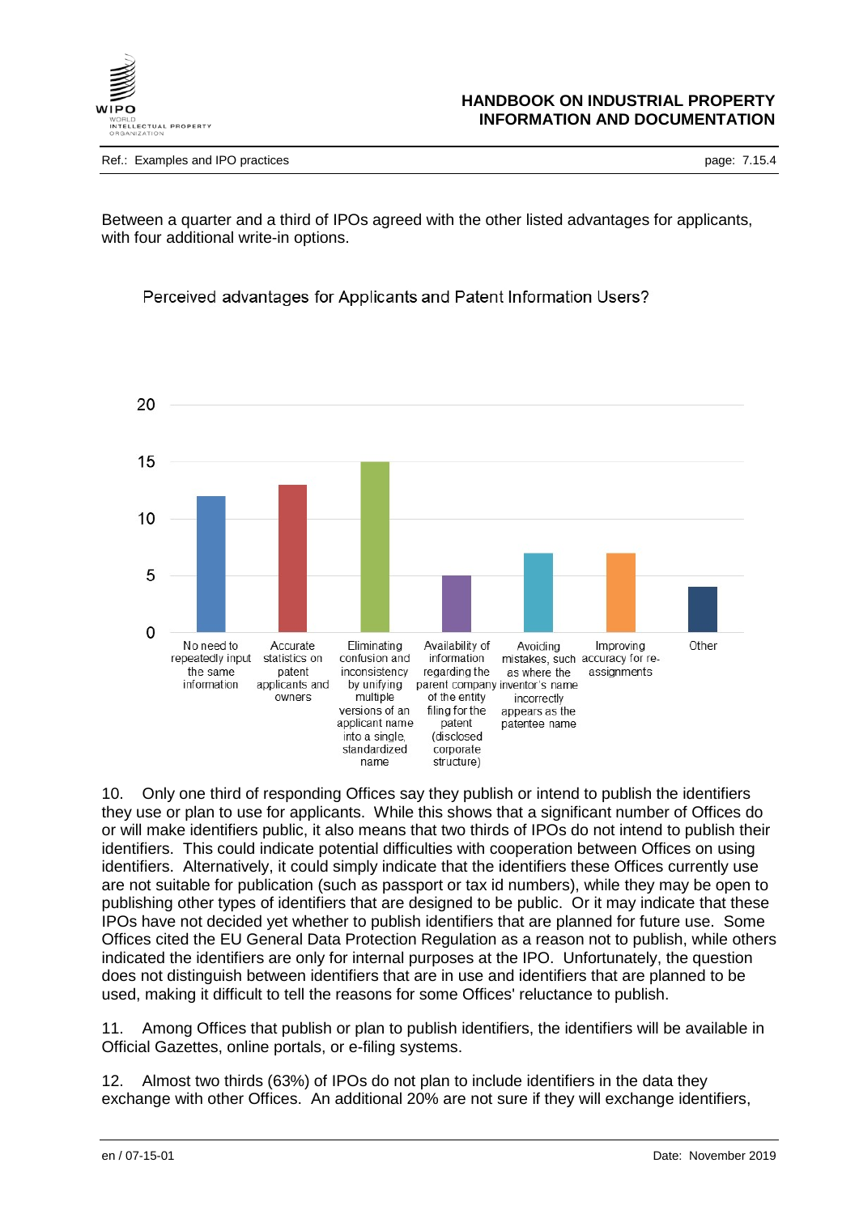Between a quarter and a third of IPOs agreed with the other listed advantages for applicants, with four additional write-in options.

Perceived advantages for Applicants and Patent Information Users?

| Advantage | Count |
|---|---|
| No need to repeatedly input the same information | 12 |
| Accurate statistics on patent applicants and owners | 13 |
| Eliminating confusion and inconsistency by unifying multiple versions of an applicant name into a single, standardized name | 15 |
| Availability of information regarding the parent company of the entity filing for the patent (disclosed corporate structure) | 5 |
| Avoiding mistakes, such as where the inventor's name incorrectly appears as the patentee name | 7 |
| Improving accuracy for re-assignments | 7 |
| Other | 4 |

10. Only one third of responding Offices say they publish or intend to publish the identifiers they use or plan to use for applicants. While this shows that a significant number of Offices do or will make identifiers public, it also means that two thirds of IPOs do not intend to publish their identifiers. This could indicate potential difficulties with cooperation between Offices on using identifiers. Alternatively, it could simply indicate that the identifiers these Offices currently use are not suitable for publication (such as passport or tax id numbers), while they may be open to publishing other types of identifiers that are designed to be public. Or it may indicate that these IPOs have not decided yet whether to publish identifiers that are planned for future use. Some Offices cited the EU General Data Protection Regulation as a reason not to publish, while others indicated the identifiers are only for internal purposes at the IPO. Unfortunately, the question does not distinguish between identifiers that are in use and identifiers that are planned to be used, making it difficult to tell the reasons for some Offices' reluctance to publish.

11. Among Offices that publish or plan to publish identifiers, the identifiers will be available in Official Gazettes, online portals, or e-filing systems.

12. Almost two thirds (63%) of IPOs do not plan to include identifiers in the data they exchange with other Offices. An additional 20% are not sure if they will exchange identifiers,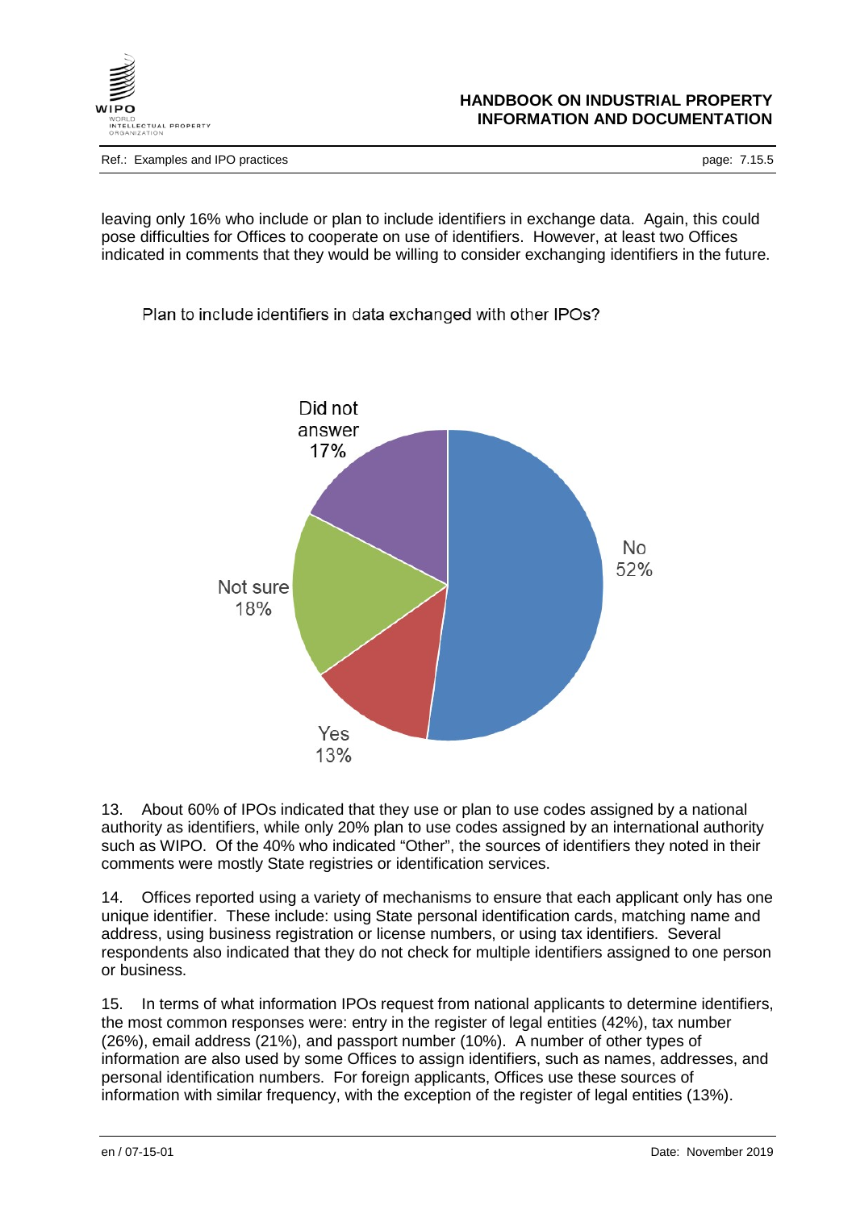leaving only 16% who include or plan to include identifiers in exchange data. Again, this could pose difficulties for Offices to cooperate on use of identifiers. However, at least two Offices indicated in comments that they would be willing to consider exchanging identifiers in the future.

Plan to include identifiers in data exchanged with other IPOs?

| Response | Percentage |
|---|---|
| No | 52% |
| Yes | 13% |
| Not sure | 18% |
| Did not answer | 17% |

13. About 60% of IPOs indicated that they use or plan to use codes assigned by a national authority as identifiers, while only 20% plan to use codes assigned by an international authority such as WIPO. Of the 40% who indicated "Other", the sources of identifiers they noted in their comments were mostly State registries or identification services.

14. Offices reported using a variety of mechanisms to ensure that each applicant only has one unique identifier. These include: using State personal identification cards, matching name and address, using business registration or license numbers, or using tax identifiers. Several respondents also indicated that they do not check for multiple identifiers assigned to one person or business.

15. In terms of what information IPOs request from national applicants to determine identifiers, the most common responses were: entry in the register of legal entities (42%), tax number (26%), email address (21%), and passport number (10%). A number of other types of information are also used by some Offices to assign identifiers, such as names, addresses, and personal identification numbers. For foreign applicants, Offices use these sources of information with similar frequency, with the exception of the register of legal entities (13%).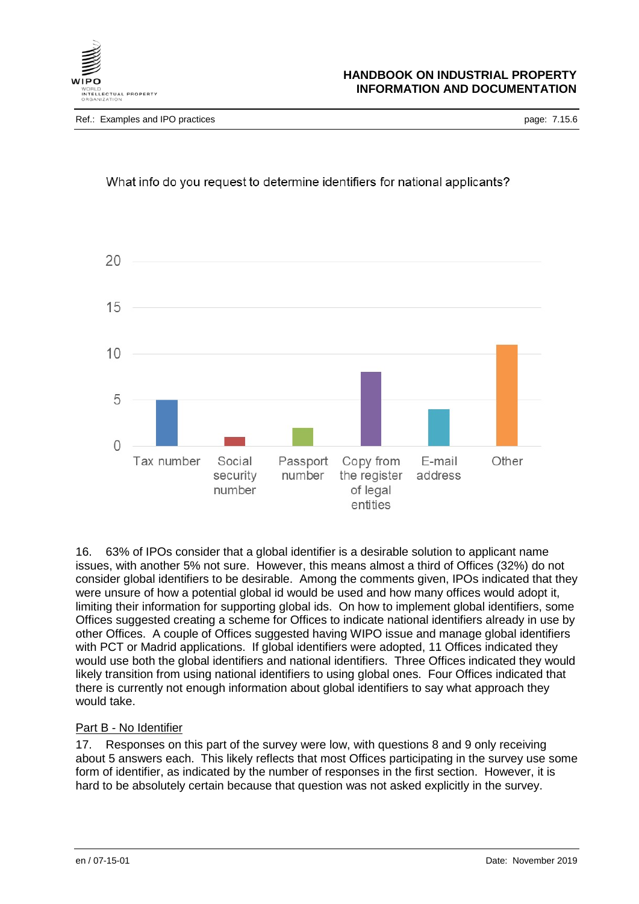What info do you request to determine identifiers for national applicants?

| Category | Count |
|---|---|
| Tax number | 5 |
| Social security number | 1 |
| Passport number | 2 |
| Copy from the register of legal entities | 8 |
| E-mail address | 4 |
| Other | 11 |

16. 63% of IPOs consider that a global identifier is a desirable solution to applicant name issues, with another 5% not sure. However, this means almost a third of Offices (32%) do not consider global identifiers to be desirable. Among the comments given, IPOs indicated that they were unsure of how a potential global id would be used and how many offices would adopt it, limiting their information for supporting global ids. On how to implement global identifiers, some Offices suggested creating a scheme for Offices to indicate national identifiers already in use by other Offices. A couple of Offices suggested having WIPO issue and manage global identifiers with PCT or Madrid applications. If global identifiers were adopted, 11 Offices indicated they would use both the global identifiers and national identifiers. Three Offices indicated they would likely transition from using national identifiers to using global ones. Four Offices indicated that there is currently not enough information about global identifiers to say what approach they would take.

## Part B - No Identifier

17. Responses on this part of the survey were low, with questions 8 and 9 only receiving about 5 answers each. This likely reflects that most Offices participating in the survey use some form of identifier, as indicated by the number of responses in the first section. However, it is hard to be absolutely certain because that question was not asked explicitly in the survey.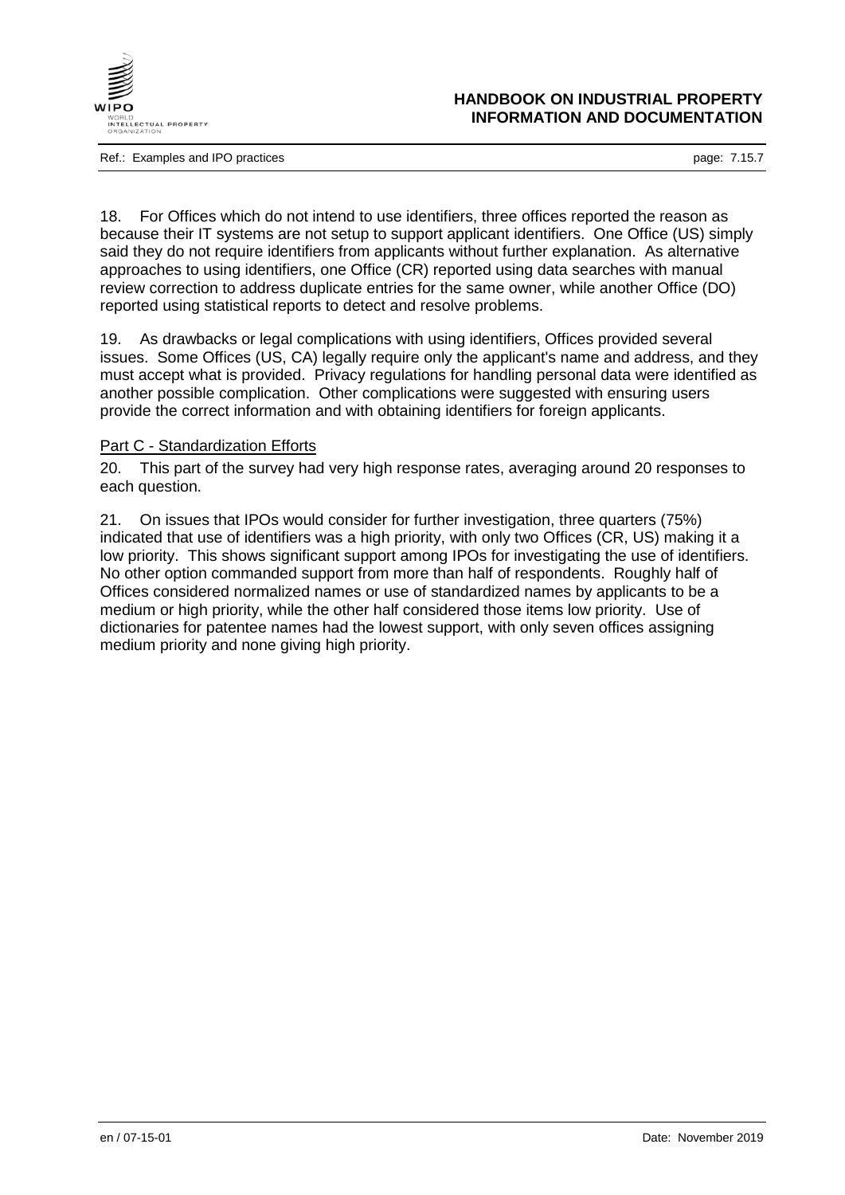18. For Offices which do not intend to use identifiers, three offices reported the reason as because their IT systems are not setup to support applicant identifiers. One Office (US) simply said they do not require identifiers from applicants without further explanation. As alternative approaches to using identifiers, one Office (CR) reported using data searches with manual review correction to address duplicate entries for the same owner, while another Office (DO) reported using statistical reports to detect and resolve problems.

19. As drawbacks or legal complications with using identifiers, Offices provided several issues. Some Offices (US, CA) legally require only the applicant's name and address, and they must accept what is provided. Privacy regulations for handling personal data were identified as another possible complication. Other complications were suggested with ensuring users provide the correct information and with obtaining identifiers for foreign applicants.

## Part C - Standardization Efforts

20. This part of the survey had very high response rates, averaging around 20 responses to each question.

21. On issues that IPOs would consider for further investigation, three quarters (75%) indicated that use of identifiers was a high priority, with only two Offices (CR, US) making it a low priority. This shows significant support among IPOs for investigating the use of identifiers. No other option commanded support from more than half of respondents. Roughly half of Offices considered normalized names or use of standardized names by applicants to be a medium or high priority, while the other half considered those items low priority. Use of dictionaries for patentee names had the lowest support, with only seven offices assigning medium priority and none giving high priority.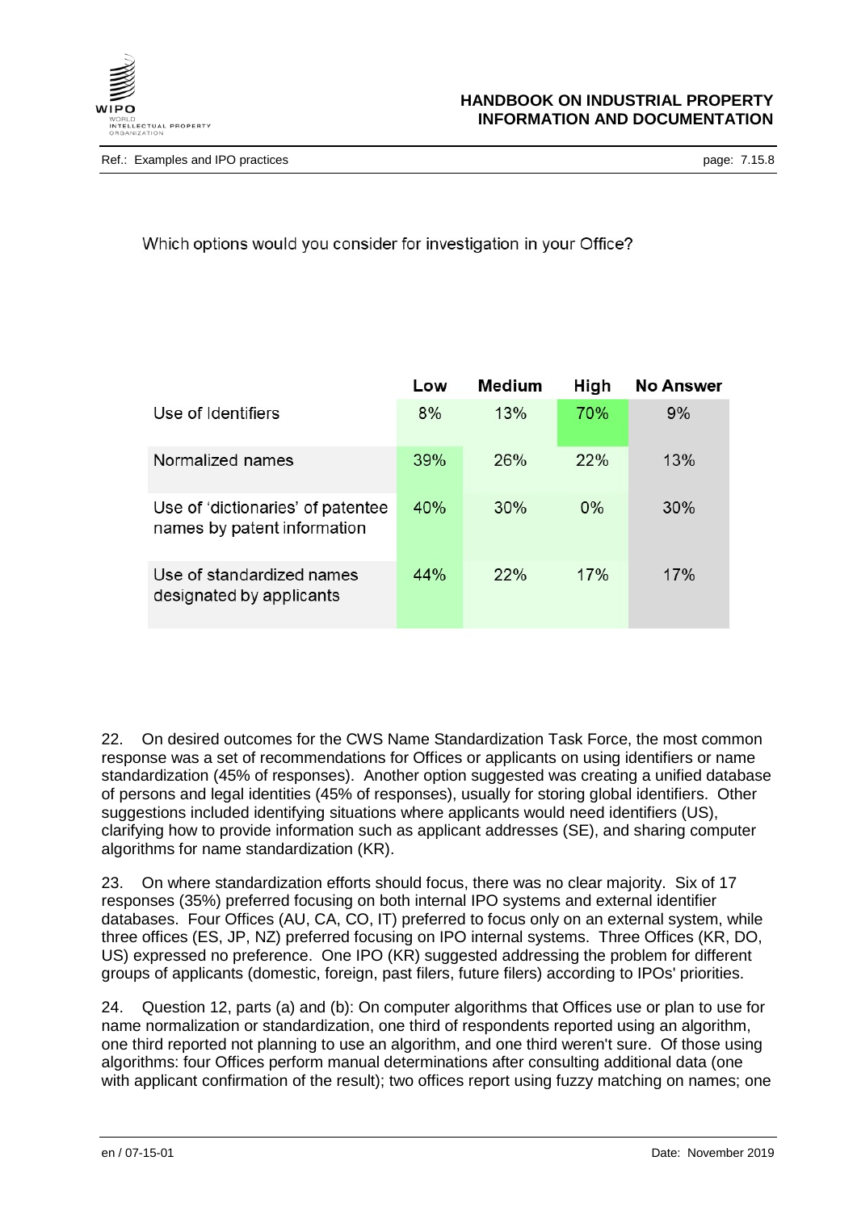Which options would you consider for investigation in your Office?

| | Low | Medium | High | No Answer |
|---|---|---|---|---|
| Use of Identifiers | 8% | 13% | 70% | 9% |
| Normalized names | 39% | 26% | 22% | 13% |
| Use of 'dictionaries' of patentee names by patent information | 40% | 30% | 0% | 30% |
| Use of standardized names designated by applicants | 44% | 22% | 17% | 17% |

22. On desired outcomes for the CWS Name Standardization Task Force, the most common response was a set of recommendations for Offices or applicants on using identifiers or name standardization (45% of responses). Another option suggested was creating a unified database of persons and legal identities (45% of responses), usually for storing global identifiers. Other suggestions included identifying situations where applicants would need identifiers (US), clarifying how to provide information such as applicant addresses (SE), and sharing computer algorithms for name standardization (KR).

23. On where standardization efforts should focus, there was no clear majority. Six of 17 responses (35%) preferred focusing on both internal IPO systems and external identifier databases. Four Offices (AU, CA, CO, IT) preferred to focus only on an external system, while three offices (ES, JP, NZ) preferred focusing on IPO internal systems. Three Offices (KR, DO, US) expressed no preference. One IPO (KR) suggested addressing the problem for different groups of applicants (domestic, foreign, past filers, future filers) according to IPOs' priorities.

24. Question 12, parts (a) and (b): On computer algorithms that Offices use or plan to use for name normalization or standardization, one third of respondents reported using an algorithm, one third reported not planning to use an algorithm, and one third weren't sure. Of those using algorithms: four Offices perform manual determinations after consulting additional data (one with applicant confirmation of the result); two offices report using fuzzy matching on names; one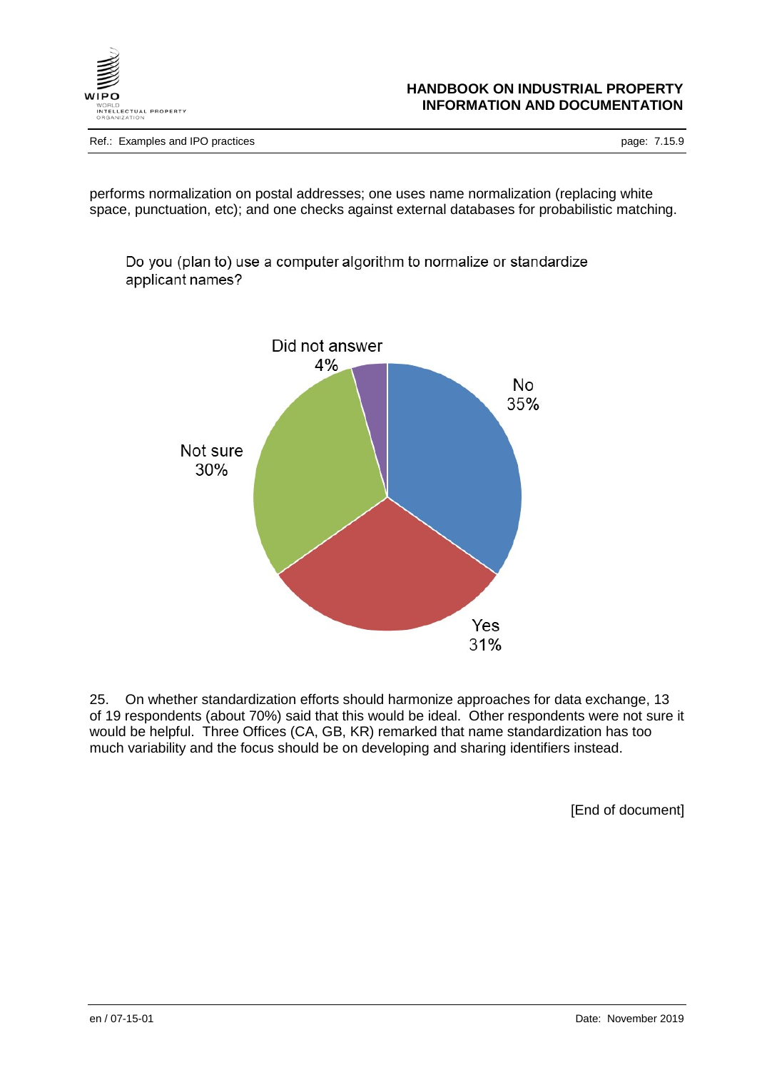performs normalization on postal addresses; one uses name normalization (replacing white space, punctuation, etc); and one checks against external databases for probabilistic matching.

Do you (plan to) use a computer algorithm to normalize or standardize applicant names?

Did not answer
4%

No
35%

Not sure
30%

Yes
31%

25. On whether standardization efforts should harmonize approaches for data exchange, 13 of 19 respondents (about 70%) said that this would be ideal. Other respondents were not sure it would be helpful. Three Offices (CA, GB, KR) remarked that name standardization has too much variability and the focus should be on developing and sharing identifiers instead.

[End of document]